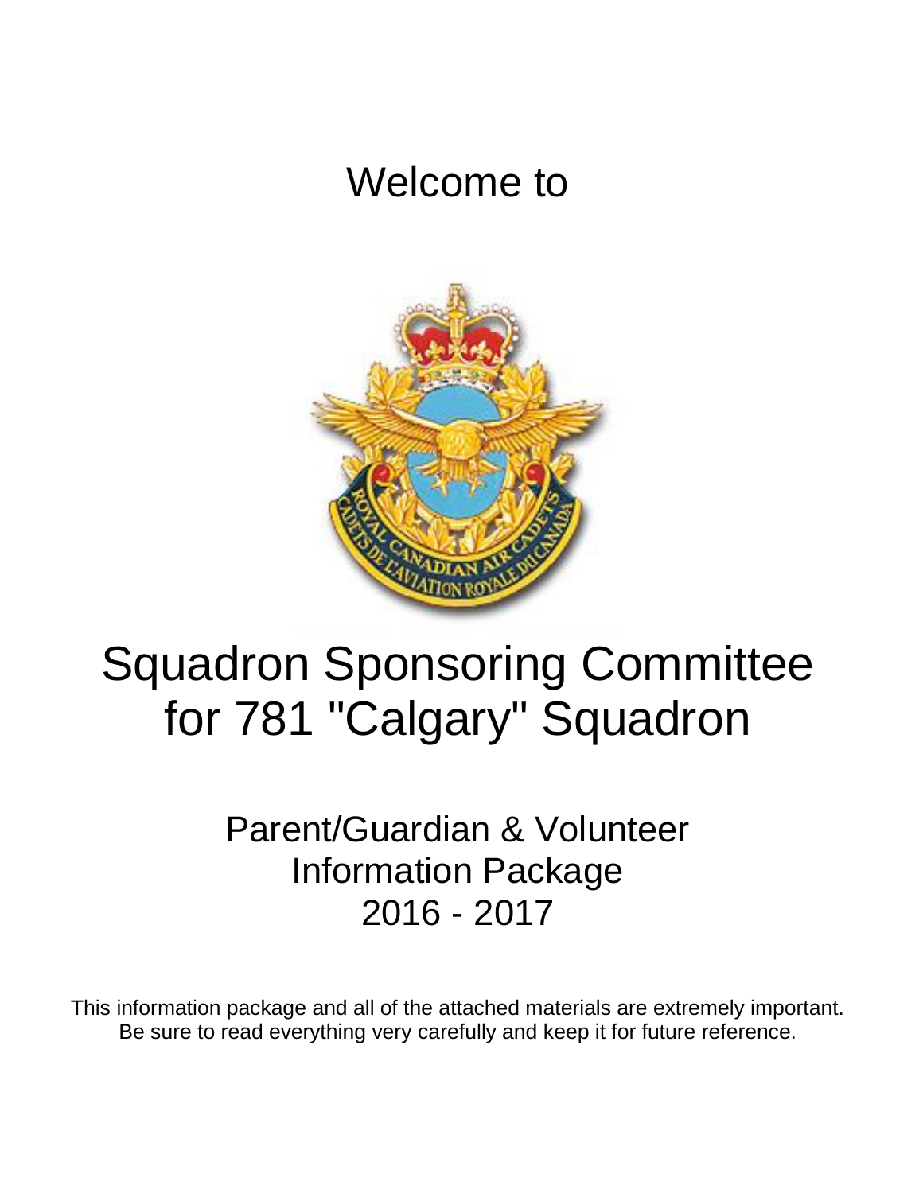Welcome to

# Squadron Sponsoring Committee for 781 "Calgary" Squadron

## Parent/Guardian & Volunteer Information Package 2016 - 2017

This information package and all of the attached materials are extremely important. Be sure to read everything very carefully and keep it for future reference.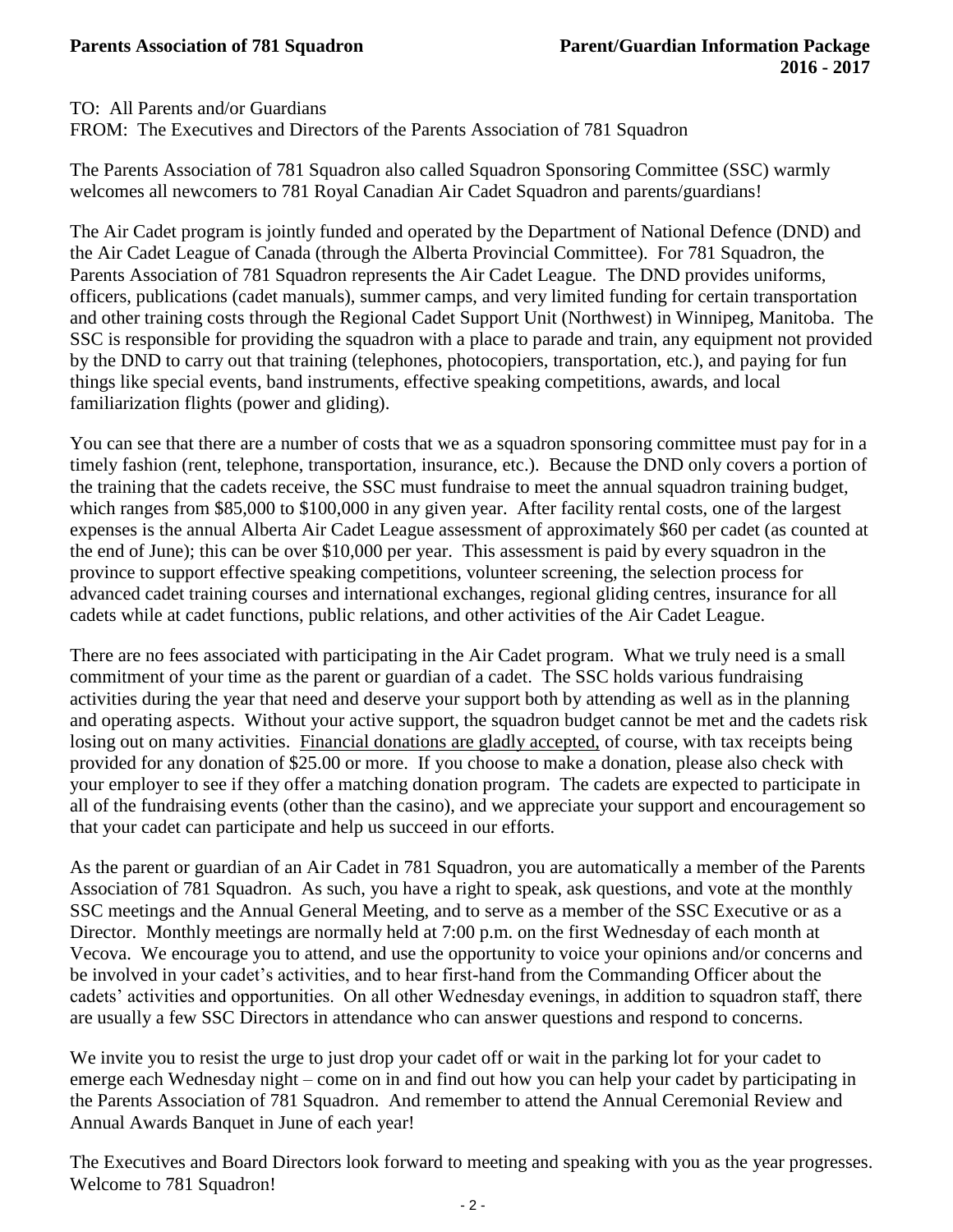TO: All Parents and/or Guardians
FROM: The Executives and Directors of the Parents Association of 781 Squadron

The Parents Association of 781 Squadron also called Squadron Sponsoring Committee (SSC) warmly welcomes all newcomers to 781 Royal Canadian Air Cadet Squadron and parents/guardians!

The Air Cadet program is jointly funded and operated by the Department of National Defence (DND) and the Air Cadet League of Canada (through the Alberta Provincial Committee). For 781 Squadron, the Parents Association of 781 Squadron represents the Air Cadet League. The DND provides uniforms, officers, publications (cadet manuals), summer camps, and very limited funding for certain transportation and other training costs through the Regional Cadet Support Unit (Northwest) in Winnipeg, Manitoba. The SSC is responsible for providing the squadron with a place to parade and train, any equipment not provided by the DND to carry out that training (telephones, photocopiers, transportation, etc.), and paying for fun things like special events, band instruments, effective speaking competitions, awards, and local familiarization flights (power and gliding).

You can see that there are a number of costs that we as a squadron sponsoring committee must pay for in a timely fashion (rent, telephone, transportation, insurance, etc.). Because the DND only covers a portion of the training that the cadets receive, the SSC must fundraise to meet the annual squadron training budget, which ranges from $85,000 to $100,000 in any given year. After facility rental costs, one of the largest expenses is the annual Alberta Air Cadet League assessment of approximately $60 per cadet (as counted at the end of June); this can be over $10,000 per year. This assessment is paid by every squadron in the province to support effective speaking competitions, volunteer screening, the selection process for advanced cadet training courses and international exchanges, regional gliding centres, insurance for all cadets while at cadet functions, public relations, and other activities of the Air Cadet League.

There are no fees associated with participating in the Air Cadet program. What we truly need is a small commitment of your time as the parent or guardian of a cadet. The SSC holds various fundraising activities during the year that need and deserve your support both by attending as well as in the planning and operating aspects. Without your active support, the squadron budget cannot be met and the cadets risk losing out on many activities. <u>Financial donations are gladly accepted,</u> of course, with tax receipts being provided for any donation of $25.00 or more. If you choose to make a donation, please also check with your employer to see if they offer a matching donation program. The cadets are expected to participate in all of the fundraising events (other than the casino), and we appreciate your support and encouragement so that your cadet can participate and help us succeed in our efforts.

As the parent or guardian of an Air Cadet in 781 Squadron, you are automatically a member of the Parents Association of 781 Squadron. As such, you have a right to speak, ask questions, and vote at the monthly SSC meetings and the Annual General Meeting, and to serve as a member of the SSC Executive or as a Director. Monthly meetings are normally held at 7:00 p.m. on the first Wednesday of each month at Vecova. We encourage you to attend, and use the opportunity to voice your opinions and/or concerns and be involved in your cadet's activities, and to hear first-hand from the Commanding Officer about the cadets' activities and opportunities. On all other Wednesday evenings, in addition to squadron staff, there are usually a few SSC Directors in attendance who can answer questions and respond to concerns.

We invite you to resist the urge to just drop your cadet off or wait in the parking lot for your cadet to emerge each Wednesday night – come on in and find out how you can help your cadet by participating in the Parents Association of 781 Squadron. And remember to attend the Annual Ceremonial Review and Annual Awards Banquet in June of each year!

The Executives and Board Directors look forward to meeting and speaking with you as the year progresses. Welcome to 781 Squadron!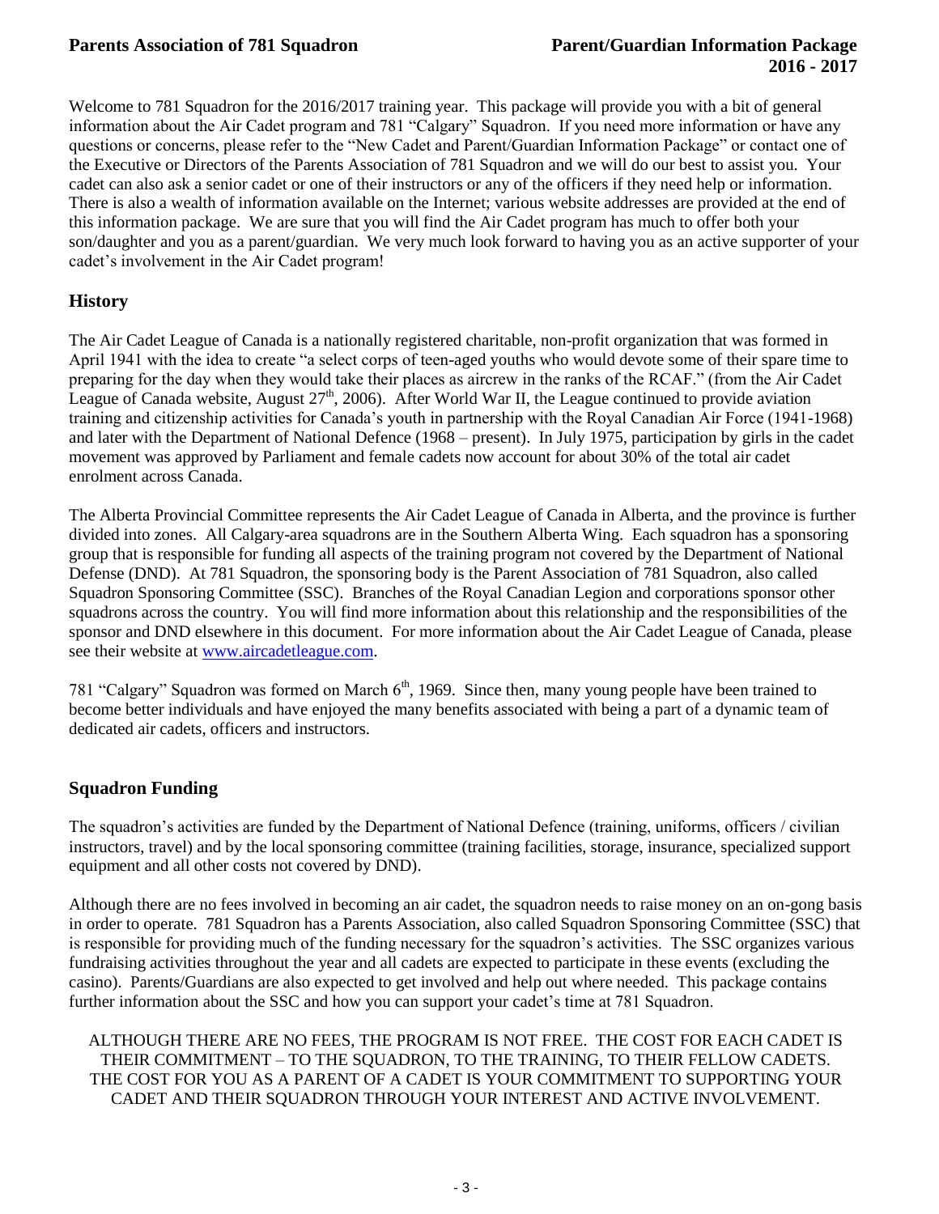Welcome to 781 Squadron for the 2016/2017 training year. This package will provide you with a bit of general information about the Air Cadet program and 781 "Calgary" Squadron. If you need more information or have any questions or concerns, please refer to the "New Cadet and Parent/Guardian Information Package" or contact one of the Executive or Directors of the Parents Association of 781 Squadron and we will do our best to assist you. Your cadet can also ask a senior cadet or one of their instructors or any of the officers if they need help or information. There is also a wealth of information available on the Internet; various website addresses are provided at the end of this information package. We are sure that you will find the Air Cadet program has much to offer both your son/daughter and you as a parent/guardian. We very much look forward to having you as an active supporter of your cadet's involvement in the Air Cadet program!

## History

The Air Cadet League of Canada is a nationally registered charitable, non-profit organization that was formed in April 1941 with the idea to create "a select corps of teen-aged youths who would devote some of their spare time to preparing for the day when they would take their places as aircrew in the ranks of the RCAF." (from the Air Cadet League of Canada website, August 27th, 2006). After World War II, the League continued to provide aviation training and citizenship activities for Canada's youth in partnership with the Royal Canadian Air Force (1941-1968) and later with the Department of National Defence (1968 – present). In July 1975, participation by girls in the cadet movement was approved by Parliament and female cadets now account for about 30% of the total air cadet enrolment across Canada.

The Alberta Provincial Committee represents the Air Cadet League of Canada in Alberta, and the province is further divided into zones. All Calgary-area squadrons are in the Southern Alberta Wing. Each squadron has a sponsoring group that is responsible for funding all aspects of the training program not covered by the Department of National Defense (DND). At 781 Squadron, the sponsoring body is the Parent Association of 781 Squadron, also called Squadron Sponsoring Committee (SSC). Branches of the Royal Canadian Legion and corporations sponsor other squadrons across the country. You will find more information about this relationship and the responsibilities of the sponsor and DND elsewhere in this document. For more information about the Air Cadet League of Canada, please see their website at [www.aircadetleague.com](http://www.aircadetleague.com).

781 "Calgary" Squadron was formed on March 6th, 1969. Since then, many young people have been trained to become better individuals and have enjoyed the many benefits associated with being a part of a dynamic team of dedicated air cadets, officers and instructors.

## Squadron Funding

The squadron's activities are funded by the Department of National Defence (training, uniforms, officers / civilian instructors, travel) and by the local sponsoring committee (training facilities, storage, insurance, specialized support equipment and all other costs not covered by DND).

Although there are no fees involved in becoming an air cadet, the squadron needs to raise money on an on-gong basis in order to operate. 781 Squadron has a Parents Association, also called Squadron Sponsoring Committee (SSC) that is responsible for providing much of the funding necessary for the squadron's activities. The SSC organizes various fundraising activities throughout the year and all cadets are expected to participate in these events (excluding the casino). Parents/Guardians are also expected to get involved and help out where needed. This package contains further information about the SSC and how you can support your cadet's time at 781 Squadron.

ALTHOUGH THERE ARE NO FEES, THE PROGRAM IS NOT FREE. THE COST FOR EACH CADET IS THEIR COMMITMENT – TO THE SQUADRON, TO THE TRAINING, TO THEIR FELLOW CADETS. THE COST FOR YOU AS A PARENT OF A CADET IS YOUR COMMITMENT TO SUPPORTING YOUR CADET AND THEIR SQUADRON THROUGH YOUR INTEREST AND ACTIVE INVOLVEMENT.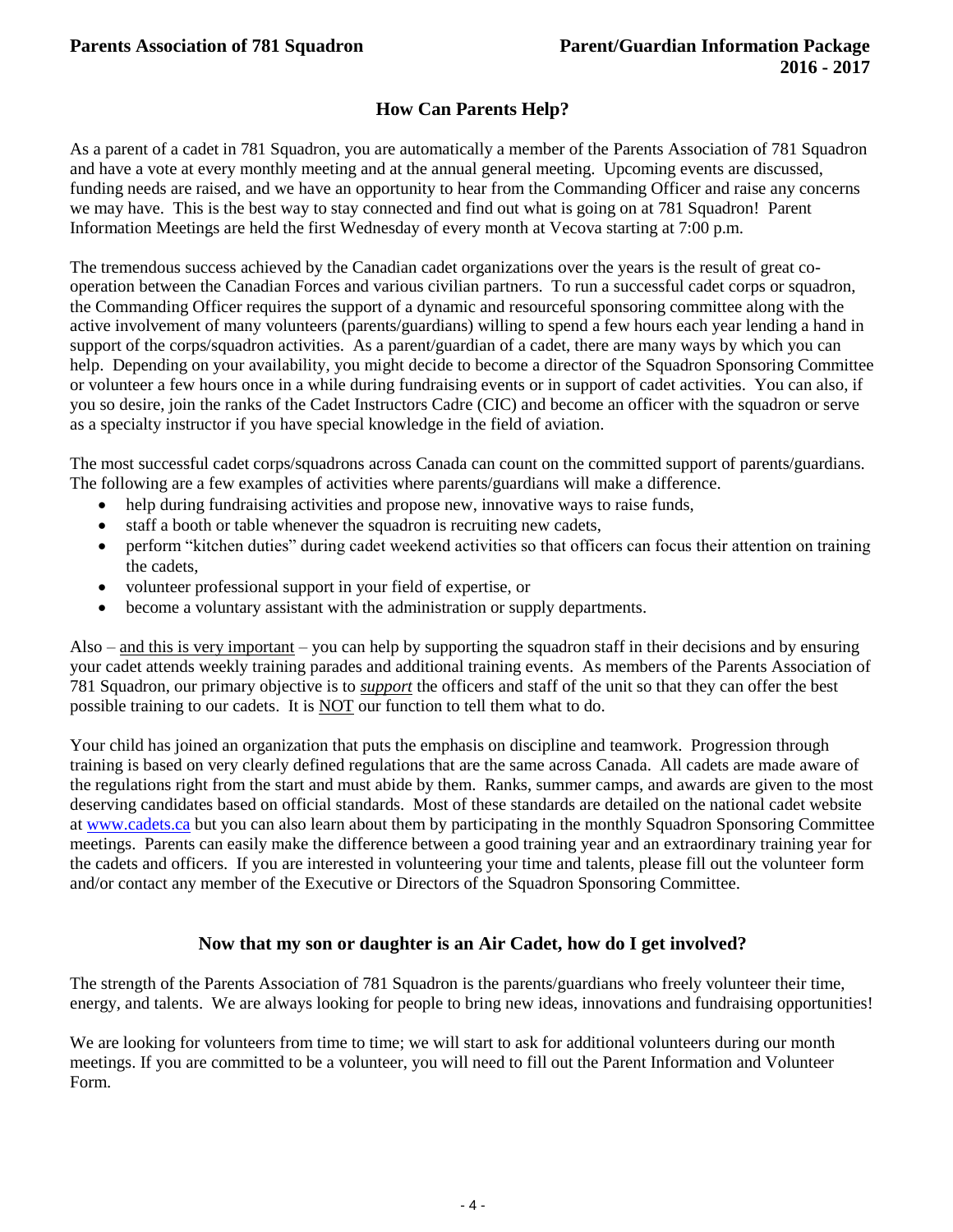## How Can Parents Help?

As a parent of a cadet in 781 Squadron, you are automatically a member of the Parents Association of 781 Squadron and have a vote at every monthly meeting and at the annual general meeting. Upcoming events are discussed, funding needs are raised, and we have an opportunity to hear from the Commanding Officer and raise any concerns we may have. This is the best way to stay connected and find out what is going on at 781 Squadron! Parent Information Meetings are held the first Wednesday of every month at Vecova starting at 7:00 p.m.

The tremendous success achieved by the Canadian cadet organizations over the years is the result of great co-operation between the Canadian Forces and various civilian partners. To run a successful cadet corps or squadron, the Commanding Officer requires the support of a dynamic and resourceful sponsoring committee along with the active involvement of many volunteers (parents/guardians) willing to spend a few hours each year lending a hand in support of the corps/squadron activities. As a parent/guardian of a cadet, there are many ways by which you can help. Depending on your availability, you might decide to become a director of the Squadron Sponsoring Committee or volunteer a few hours once in a while during fundraising events or in support of cadet activities. You can also, if you so desire, join the ranks of the Cadet Instructors Cadre (CIC) and become an officer with the squadron or serve as a specialty instructor if you have special knowledge in the field of aviation.

The most successful cadet corps/squadrons across Canada can count on the committed support of parents/guardians. The following are a few examples of activities where parents/guardians will make a difference.

- help during fundraising activities and propose new, innovative ways to raise funds,
- staff a booth or table whenever the squadron is recruiting new cadets,
- perform "kitchen duties" during cadet weekend activities so that officers can focus their attention on training the cadets,
- volunteer professional support in your field of expertise, or
- become a voluntary assistant with the administration or supply departments.

Also – and this is very important – you can help by supporting the squadron staff in their decisions and by ensuring your cadet attends weekly training parades and additional training events. As members of the Parents Association of 781 Squadron, our primary objective is to ***support*** the officers and staff of the unit so that they can offer the best possible training to our cadets. It is NOT our function to tell them what to do.

Your child has joined an organization that puts the emphasis on discipline and teamwork. Progression through training is based on very clearly defined regulations that are the same across Canada. All cadets are made aware of the regulations right from the start and must abide by them. Ranks, summer camps, and awards are given to the most deserving candidates based on official standards. Most of these standards are detailed on the national cadet website at www.cadets.ca but you can also learn about them by participating in the monthly Squadron Sponsoring Committee meetings. Parents can easily make the difference between a good training year and an extraordinary training year for the cadets and officers. If you are interested in volunteering your time and talents, please fill out the volunteer form and/or contact any member of the Executive or Directors of the Squadron Sponsoring Committee.

## Now that my son or daughter is an Air Cadet, how do I get involved?

The strength of the Parents Association of 781 Squadron is the parents/guardians who freely volunteer their time, energy, and talents. We are always looking for people to bring new ideas, innovations and fundraising opportunities!

We are looking for volunteers from time to time; we will start to ask for additional volunteers during our month meetings. If you are committed to be a volunteer, you will need to fill out the Parent Information and Volunteer Form.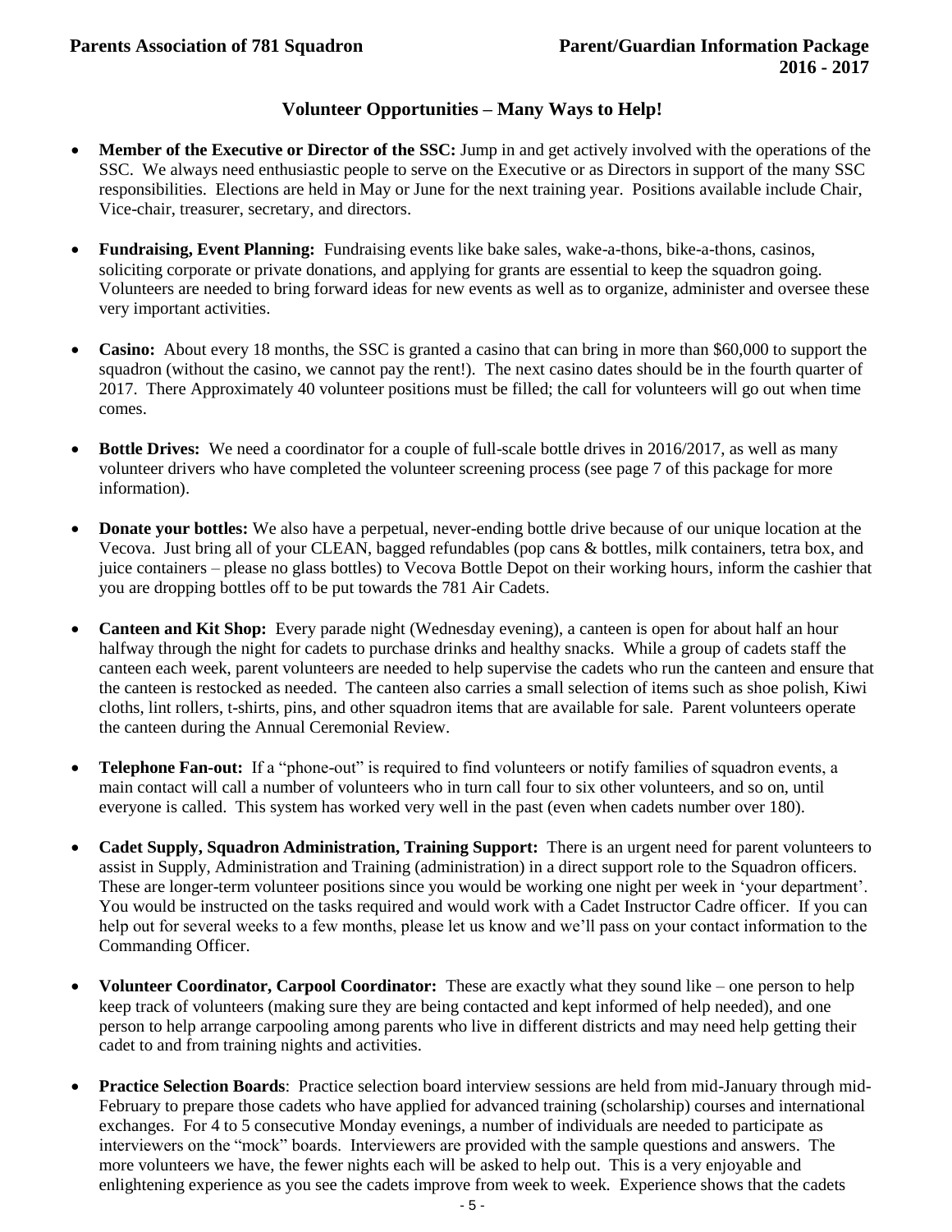## Volunteer Opportunities – Many Ways to Help!

- **Member of the Executive or Director of the SSC:** Jump in and get actively involved with the operations of the SSC. We always need enthusiastic people to serve on the Executive or as Directors in support of the many SSC responsibilities. Elections are held in May or June for the next training year. Positions available include Chair, Vice-chair, treasurer, secretary, and directors.

- **Fundraising, Event Planning:** Fundraising events like bake sales, wake-a-thons, bike-a-thons, casinos, soliciting corporate or private donations, and applying for grants are essential to keep the squadron going. Volunteers are needed to bring forward ideas for new events as well as to organize, administer and oversee these very important activities.

- **Casino:** About every 18 months, the SSC is granted a casino that can bring in more than $60,000 to support the squadron (without the casino, we cannot pay the rent!). The next casino dates should be in the fourth quarter of 2017. There Approximately 40 volunteer positions must be filled; the call for volunteers will go out when time comes.

- **Bottle Drives:** We need a coordinator for a couple of full-scale bottle drives in 2016/2017, as well as many volunteer drivers who have completed the volunteer screening process (see page 7 of this package for more information).

- **Donate your bottles:** We also have a perpetual, never-ending bottle drive because of our unique location at the Vecova. Just bring all of your CLEAN, bagged refundables (pop cans & bottles, milk containers, tetra box, and juice containers – please no glass bottles) to Vecova Bottle Depot on their working hours, inform the cashier that you are dropping bottles off to be put towards the 781 Air Cadets.

- **Canteen and Kit Shop:** Every parade night (Wednesday evening), a canteen is open for about half an hour halfway through the night for cadets to purchase drinks and healthy snacks. While a group of cadets staff the canteen each week, parent volunteers are needed to help supervise the cadets who run the canteen and ensure that the canteen is restocked as needed. The canteen also carries a small selection of items such as shoe polish, Kiwi cloths, lint rollers, t-shirts, pins, and other squadron items that are available for sale. Parent volunteers operate the canteen during the Annual Ceremonial Review.

- **Telephone Fan-out:** If a "phone-out" is required to find volunteers or notify families of squadron events, a main contact will call a number of volunteers who in turn call four to six other volunteers, and so on, until everyone is called. This system has worked very well in the past (even when cadets number over 180).

- **Cadet Supply, Squadron Administration, Training Support:** There is an urgent need for parent volunteers to assist in Supply, Administration and Training (administration) in a direct support role to the Squadron officers. These are longer-term volunteer positions since you would be working one night per week in 'your department'. You would be instructed on the tasks required and would work with a Cadet Instructor Cadre officer. If you can help out for several weeks to a few months, please let us know and we'll pass on your contact information to the Commanding Officer.

- **Volunteer Coordinator, Carpool Coordinator:** These are exactly what they sound like – one person to help keep track of volunteers (making sure they are being contacted and kept informed of help needed), and one person to help arrange carpooling among parents who live in different districts and may need help getting their cadet to and from training nights and activities.

- **Practice Selection Boards**: Practice selection board interview sessions are held from mid-January through mid-February to prepare those cadets who have applied for advanced training (scholarship) courses and international exchanges. For 4 to 5 consecutive Monday evenings, a number of individuals are needed to participate as interviewers on the "mock" boards. Interviewers are provided with the sample questions and answers. The more volunteers we have, the fewer nights each will be asked to help out. This is a very enjoyable and enlightening experience as you see the cadets improve from week to week. Experience shows that the cadets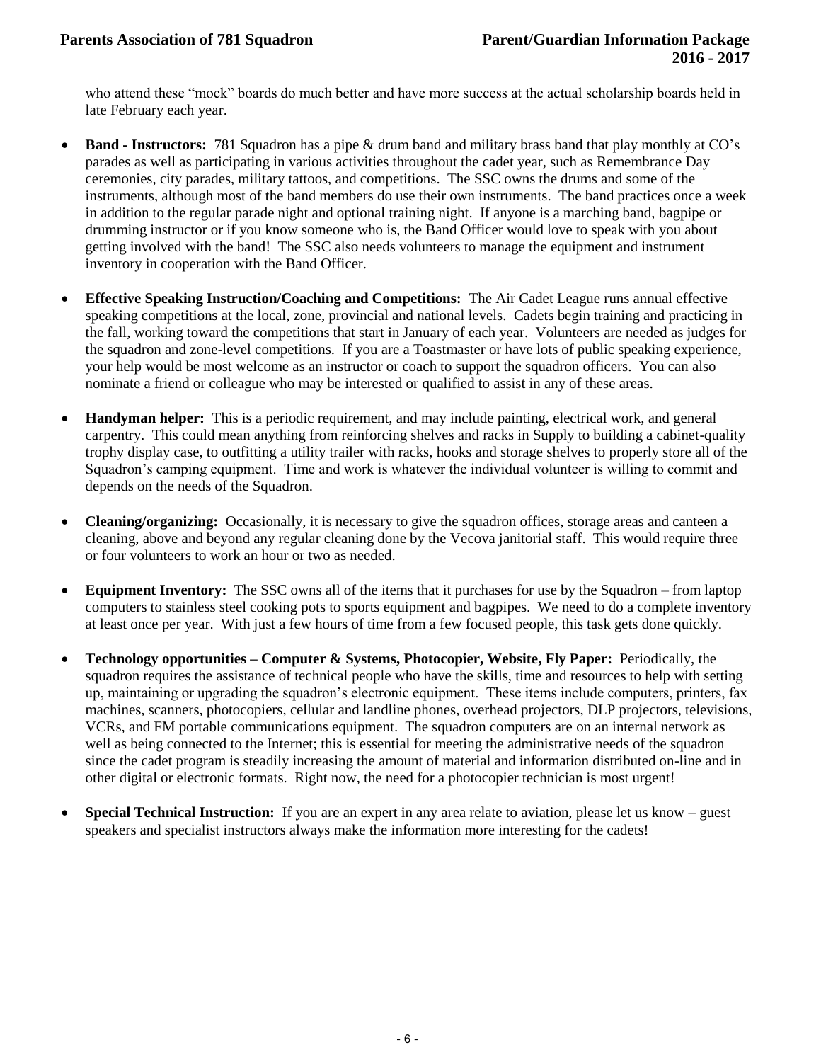who attend these "mock" boards do much better and have more success at the actual scholarship boards held in late February each year.

- **Band - Instructors:** 781 Squadron has a pipe & drum band and military brass band that play monthly at CO's parades as well as participating in various activities throughout the cadet year, such as Remembrance Day ceremonies, city parades, military tattoos, and competitions. The SSC owns the drums and some of the instruments, although most of the band members do use their own instruments. The band practices once a week in addition to the regular parade night and optional training night. If anyone is a marching band, bagpipe or drumming instructor or if you know someone who is, the Band Officer would love to speak with you about getting involved with the band! The SSC also needs volunteers to manage the equipment and instrument inventory in cooperation with the Band Officer.

- **Effective Speaking Instruction/Coaching and Competitions:** The Air Cadet League runs annual effective speaking competitions at the local, zone, provincial and national levels. Cadets begin training and practicing in the fall, working toward the competitions that start in January of each year. Volunteers are needed as judges for the squadron and zone-level competitions. If you are a Toastmaster or have lots of public speaking experience, your help would be most welcome as an instructor or coach to support the squadron officers. You can also nominate a friend or colleague who may be interested or qualified to assist in any of these areas.

- **Handyman helper:** This is a periodic requirement, and may include painting, electrical work, and general carpentry. This could mean anything from reinforcing shelves and racks in Supply to building a cabinet-quality trophy display case, to outfitting a utility trailer with racks, hooks and storage shelves to properly store all of the Squadron's camping equipment. Time and work is whatever the individual volunteer is willing to commit and depends on the needs of the Squadron.

- **Cleaning/organizing:** Occasionally, it is necessary to give the squadron offices, storage areas and canteen a cleaning, above and beyond any regular cleaning done by the Vecova janitorial staff. This would require three or four volunteers to work an hour or two as needed.

- **Equipment Inventory:** The SSC owns all of the items that it purchases for use by the Squadron – from laptop computers to stainless steel cooking pots to sports equipment and bagpipes. We need to do a complete inventory at least once per year. With just a few hours of time from a few focused people, this task gets done quickly.

- **Technology opportunities – Computer & Systems, Photocopier, Website, Fly Paper:** Periodically, the squadron requires the assistance of technical people who have the skills, time and resources to help with setting up, maintaining or upgrading the squadron's electronic equipment. These items include computers, printers, fax machines, scanners, photocopiers, cellular and landline phones, overhead projectors, DLP projectors, televisions, VCRs, and FM portable communications equipment. The squadron computers are on an internal network as well as being connected to the Internet; this is essential for meeting the administrative needs of the squadron since the cadet program is steadily increasing the amount of material and information distributed on-line and in other digital or electronic formats. Right now, the need for a photocopier technician is most urgent!

- **Special Technical Instruction:** If you are an expert in any area relate to aviation, please let us know – guest speakers and specialist instructors always make the information more interesting for the cadets!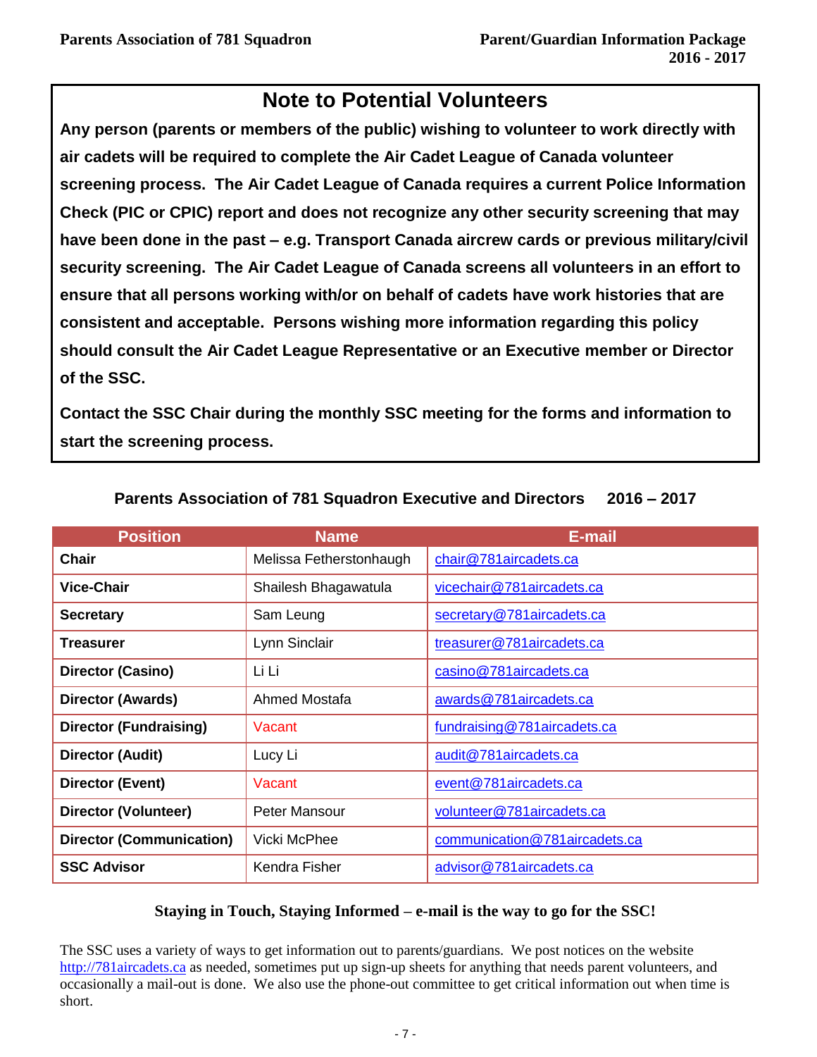## Note to Potential Volunteers

**Any person (parents or members of the public) wishing to volunteer to work directly with air cadets will be required to complete the Air Cadet League of Canada volunteer screening process. The Air Cadet League of Canada requires a current Police Information Check (PIC or CPIC) report and does not recognize any other security screening that may have been done in the past – e.g. Transport Canada aircrew cards or previous military/civil security screening. The Air Cadet League of Canada screens all volunteers in an effort to ensure that all persons working with/or on behalf of cadets have work histories that are consistent and acceptable. Persons wishing more information regarding this policy should consult the Air Cadet League Representative or an Executive member or Director of the SSC.**

**Contact the SSC Chair during the monthly SSC meeting for the forms and information to start the screening process.**

### Parents Association of 781 Squadron Executive and Directors 2016 – 2017

| Position | Name | E-mail |
|---|---|---|
| **Chair** | Melissa Fetherstonhaugh | chair@781aircadets.ca |
| **Vice-Chair** | Shailesh Bhagawatula | vicechair@781aircadets.ca |
| **Secretary** | Sam Leung | secretary@781aircadets.ca |
| **Treasurer** | Lynn Sinclair | treasurer@781aircadets.ca |
| **Director (Casino)** | Li Li | casino@781aircadets.ca |
| **Director (Awards)** | Ahmed Mostafa | awards@781aircadets.ca |
| **Director (Fundraising)** | Vacant | fundraising@781aircadets.ca |
| **Director (Audit)** | Lucy Li | audit@781aircadets.ca |
| **Director (Event)** | Vacant | event@781aircadets.ca |
| **Director (Volunteer)** | Peter Mansour | volunteer@781aircadets.ca |
| **Director (Communication)** | Vicki McPhee | communication@781aircadets.ca |
| **SSC Advisor** | Kendra Fisher | advisor@781aircadets.ca |

### Staying in Touch, Staying Informed – e-mail is the way to go for the SSC!

The SSC uses a variety of ways to get information out to parents/guardians. We post notices on the website http://781aircadets.ca as needed, sometimes put up sign-up sheets for anything that needs parent volunteers, and occasionally a mail-out is done. We also use the phone-out committee to get critical information out when time is short.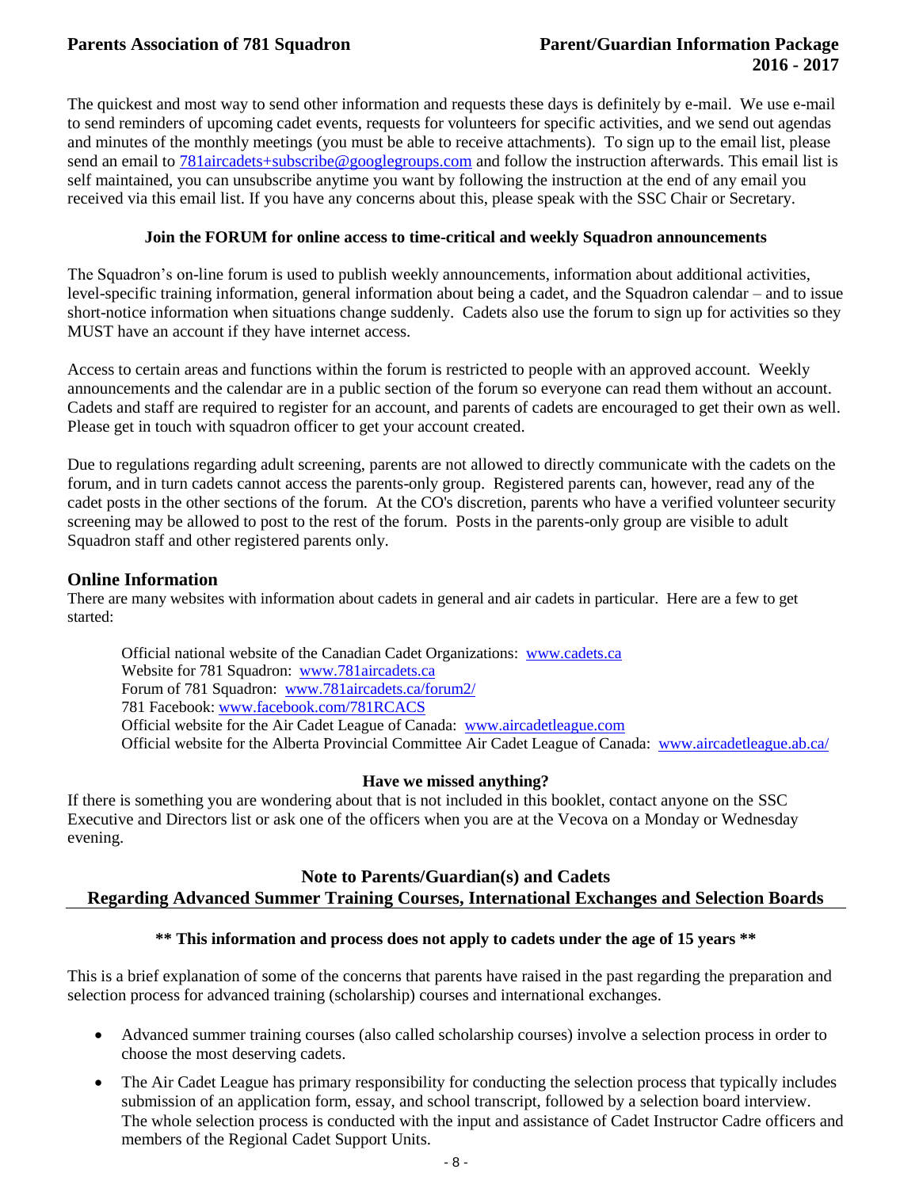The quickest and most way to send other information and requests these days is definitely by e-mail. We use e-mail to send reminders of upcoming cadet events, requests for volunteers for specific activities, and we send out agendas and minutes of the monthly meetings (you must be able to receive attachments). To sign up to the email list, please send an email to 781aircadets+subscribe@googlegroups.com and follow the instruction afterwards. This email list is self maintained, you can unsubscribe anytime you want by following the instruction at the end of any email you received via this email list. If you have any concerns about this, please speak with the SSC Chair or Secretary.

**Join the FORUM for online access to time-critical and weekly Squadron announcements**

The Squadron's on-line forum is used to publish weekly announcements, information about additional activities, level-specific training information, general information about being a cadet, and the Squadron calendar – and to issue short-notice information when situations change suddenly. Cadets also use the forum to sign up for activities so they MUST have an account if they have internet access.

Access to certain areas and functions within the forum is restricted to people with an approved account. Weekly announcements and the calendar are in a public section of the forum so everyone can read them without an account. Cadets and staff are required to register for an account, and parents of cadets are encouraged to get their own as well. Please get in touch with squadron officer to get your account created.

Due to regulations regarding adult screening, parents are not allowed to directly communicate with the cadets on the forum, and in turn cadets cannot access the parents-only group. Registered parents can, however, read any of the cadet posts in the other sections of the forum. At the CO's discretion, parents who have a verified volunteer security screening may be allowed to post to the rest of the forum. Posts in the parents-only group are visible to adult Squadron staff and other registered parents only.

## Online Information

There are many websites with information about cadets in general and air cadets in particular. Here are a few to get started:

Official national website of the Canadian Cadet Organizations: www.cadets.ca
Website for 781 Squadron: www.781aircadets.ca
Forum of 781 Squadron: www.781aircadets.ca/forum2/
781 Facebook: www.facebook.com/781RCACS
Official website for the Air Cadet League of Canada: www.aircadetleague.com
Official website for the Alberta Provincial Committee Air Cadet League of Canada: www.aircadetleague.ab.ca/

**Have we missed anything?**

If there is something you are wondering about that is not included in this booklet, contact anyone on the SSC Executive and Directors list or ask one of the officers when you are at the Vecova on a Monday or Wednesday evening.

## Note to Parents/Guardian(s) and Cadets Regarding Advanced Summer Training Courses, International Exchanges and Selection Boards

**\*\* This information and process does not apply to cadets under the age of 15 years \*\***

This is a brief explanation of some of the concerns that parents have raised in the past regarding the preparation and selection process for advanced training (scholarship) courses and international exchanges.

- Advanced summer training courses (also called scholarship courses) involve a selection process in order to choose the most deserving cadets.
- The Air Cadet League has primary responsibility for conducting the selection process that typically includes submission of an application form, essay, and school transcript, followed by a selection board interview. The whole selection process is conducted with the input and assistance of Cadet Instructor Cadre officers and members of the Regional Cadet Support Units.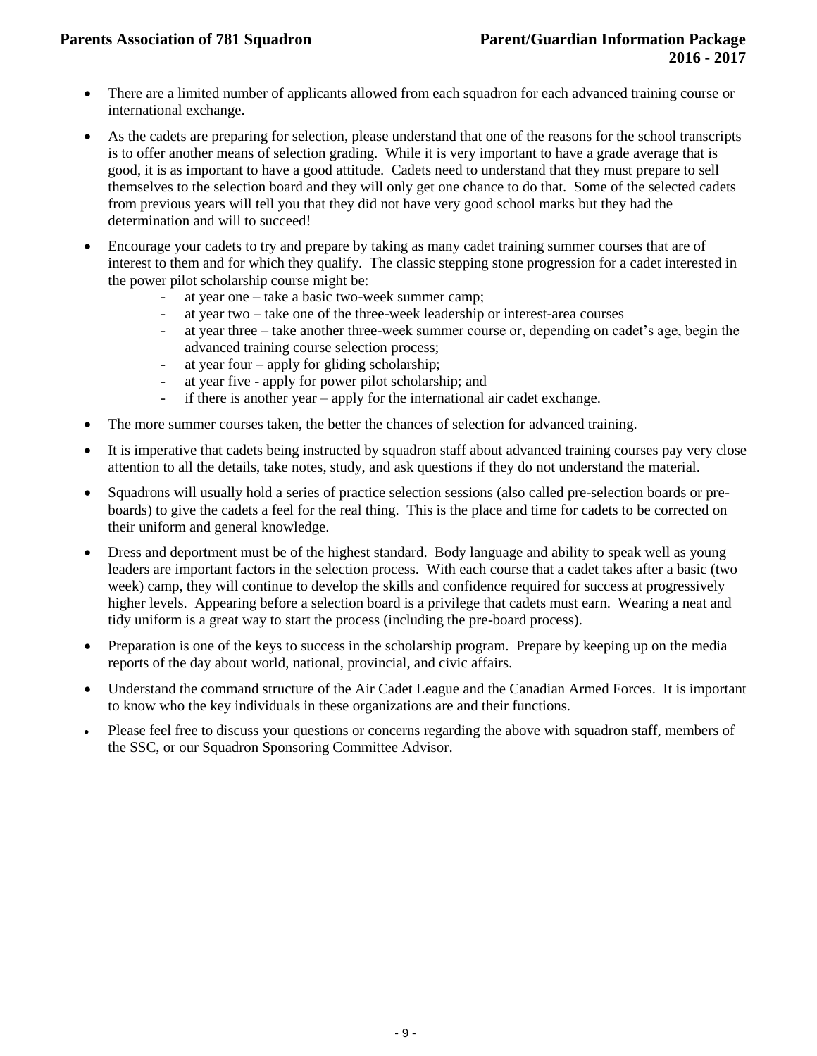- There are a limited number of applicants allowed from each squadron for each advanced training course or international exchange.
- As the cadets are preparing for selection, please understand that one of the reasons for the school transcripts is to offer another means of selection grading. While it is very important to have a grade average that is good, it is as important to have a good attitude. Cadets need to understand that they must prepare to sell themselves to the selection board and they will only get one chance to do that. Some of the selected cadets from previous years will tell you that they did not have very good school marks but they had the determination and will to succeed!
- Encourage your cadets to try and prepare by taking as many cadet training summer courses that are of interest to them and for which they qualify. The classic stepping stone progression for a cadet interested in the power pilot scholarship course might be:
  - at year one – take a basic two-week summer camp;
  - at year two – take one of the three-week leadership or interest-area courses
  - at year three – take another three-week summer course or, depending on cadet's age, begin the advanced training course selection process;
  - at year four – apply for gliding scholarship;
  - at year five - apply for power pilot scholarship; and
  - if there is another year – apply for the international air cadet exchange.
- The more summer courses taken, the better the chances of selection for advanced training.
- It is imperative that cadets being instructed by squadron staff about advanced training courses pay very close attention to all the details, take notes, study, and ask questions if they do not understand the material.
- Squadrons will usually hold a series of practice selection sessions (also called pre-selection boards or pre-boards) to give the cadets a feel for the real thing. This is the place and time for cadets to be corrected on their uniform and general knowledge.
- Dress and deportment must be of the highest standard. Body language and ability to speak well as young leaders are important factors in the selection process. With each course that a cadet takes after a basic (two week) camp, they will continue to develop the skills and confidence required for success at progressively higher levels. Appearing before a selection board is a privilege that cadets must earn. Wearing a neat and tidy uniform is a great way to start the process (including the pre-board process).
- Preparation is one of the keys to success in the scholarship program. Prepare by keeping up on the media reports of the day about world, national, provincial, and civic affairs.
- Understand the command structure of the Air Cadet League and the Canadian Armed Forces. It is important to know who the key individuals in these organizations are and their functions.
- Please feel free to discuss your questions or concerns regarding the above with squadron staff, members of the SSC, or our Squadron Sponsoring Committee Advisor.